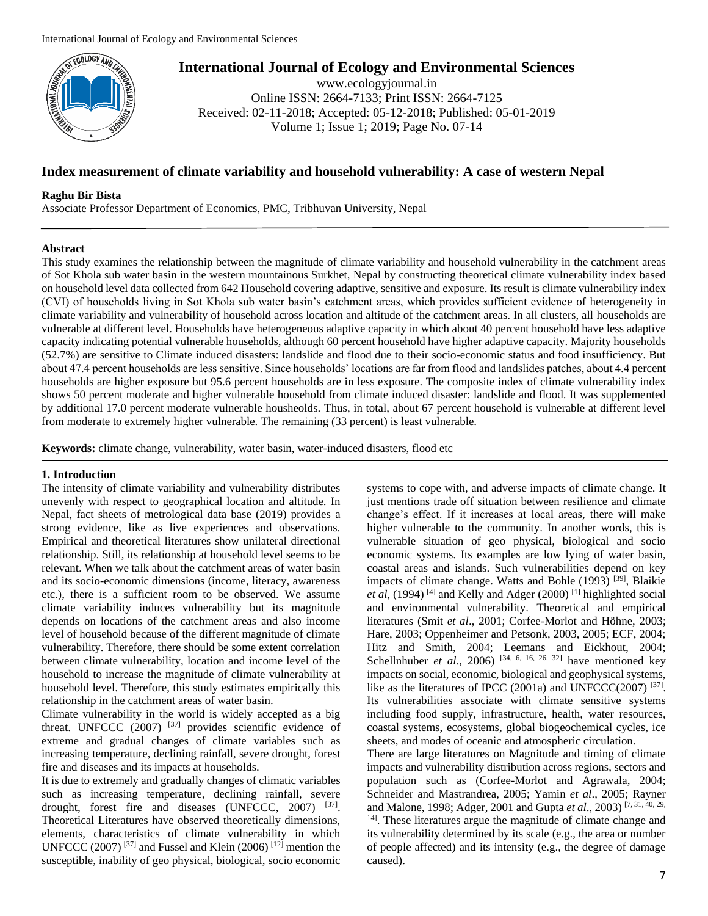# International Journal of Ecology and Environmental Sciences

www.ecologyjournal.in
Online ISSN: 2664-7133; Print ISSN: 2664-7125
Received: 02-11-2018; Accepted: 05-12-2018; Published: 05-01-2019

## Index measurement of climate variability and household vulnerability: A case of western Nepal

**Raghu Bir Bista**

Associate Professor Department of Economics, PMC, Tribhuvan University, Nepal

### Abstract

This study examines the relationship between the magnitude of climate variability and household vulnerability in the catchment areas of Sot Khola sub water basin in the western mountainous Surkhet, Nepal by constructing theoretical climate vulnerability index based on household level data collected from 642 Household covering adaptive, sensitive and exposure. Its result is climate vulnerability index (CVI) of households living in Sot Khola sub water basin's catchment areas, which provides sufficient evidence of heterogeneity in climate variability and vulnerability of household across location and altitude of the catchment areas. In all clusters, all households are vulnerable at different level. Households have heterogeneous adaptive capacity in which about 40 percent household have less adaptive capacity indicating potential vulnerable households, although 60 percent household have higher adaptive capacity. Majority households (52.7%) are sensitive to Climate induced disasters: landslide and flood due to their socio-economic status and food insufficiency. But about 47.4 percent households are less sensitive. Since households' locations are far from flood and landslides patches, about 4.4 percent households are higher exposure but 95.6 percent households are in less exposure. The composite index of climate vulnerability index shows 50 percent moderate and higher vulnerable household from climate induced disaster: landslide and flood. It was supplemented by additional 17.0 percent moderate vulnerable housheolds. Thus, in total, about 67 percent household is vulnerable at different level from moderate to extremely higher vulnerable. The remaining (33 percent) is least vulnerable.

**Keywords:** climate change, vulnerability, water basin, water-induced disasters, flood etc

### 1. Introduction

The intensity of climate variability and vulnerability distributes unevenly with respect to geographical location and altitude. In Nepal, fact sheets of metrological data base (2019) provides a strong evidence, like as live experiences and observations. Empirical and theoretical literatures show unilateral directional relationship. Still, its relationship at household level seems to be relevant. When we talk about the catchment areas of water basin and its socio-economic dimensions (income, literacy, awareness etc.), there is a sufficient room to be observed. We assume climate variability induces vulnerability but its magnitude depends on locations of the catchment areas and also income level of household because of the different magnitude of climate vulnerability. Therefore, there should be some extent correlation between climate vulnerability, location and income level of the household to increase the magnitude of climate vulnerability at household level. Therefore, this study estimates empirically this relationship in the catchment areas of water basin.

Climate vulnerability in the world is widely accepted as a big threat. UNFCCC (2007) [37] provides scientific evidence of extreme and gradual changes of climate variables such as increasing temperature, declining rainfall, severe drought, forest fire and diseases and its impacts at households.

It is due to extremely and gradually changes of climatic variables such as increasing temperature, declining rainfall, severe drought, forest fire and diseases (UNFCCC, 2007) [37]. Theoretical Literatures have observed theoretically dimensions, elements, characteristics of climate vulnerability in which UNFCCC (2007) [37] and Fussel and Klein (2006) [12] mention the susceptible, inability of geo physical, biological, socio economic systems to cope with, and adverse impacts of climate change. It just mentions trade off situation between resilience and climate change's effect. If it increases at local areas, there will make higher vulnerable to the community. In another words, this is vulnerable situation of geo physical, biological and socio economic systems. Its examples are low lying of water basin, coastal areas and islands. Such vulnerabilities depend on key impacts of climate change. Watts and Bohle (1993) [39], Blaikie *et al*, (1994) [4] and Kelly and Adger (2000) [1] highlighted social and environmental vulnerability. Theoretical and empirical literatures (Smit *et al*., 2001; Corfee-Morlot and Höhne, 2003; Hare, 2003; Oppenheimer and Petsonk, 2003, 2005; ECF, 2004; Hitz and Smith, 2004; Leemans and Eickhout, 2004; Schellnhuber *et al*., 2006) [34, 6, 16, 26, 32] have mentioned key impacts on social, economic, biological and geophysical systems, like as the literatures of IPCC (2001a) and UNFCCC(2007) [37]. Its vulnerabilities associate with climate sensitive systems including food supply, infrastructure, health, water resources, coastal systems, ecosystems, global biogeochemical cycles, ice sheets, and modes of oceanic and atmospheric circulation.

There are large literatures on Magnitude and timing of climate impacts and vulnerability distribution across regions, sectors and population such as (Corfee-Morlot and Agrawala, 2004; Schneider and Mastrandrea, 2005; Yamin *et al*., 2005; Rayner and Malone, 1998; Adger, 2001 and Gupta *et al*., 2003) [7, 31, 40, 29, 14]. These literatures argue the magnitude of climate change and its vulnerability determined by its scale (e.g., the area or number of people affected) and its intensity (e.g., the degree of damage caused).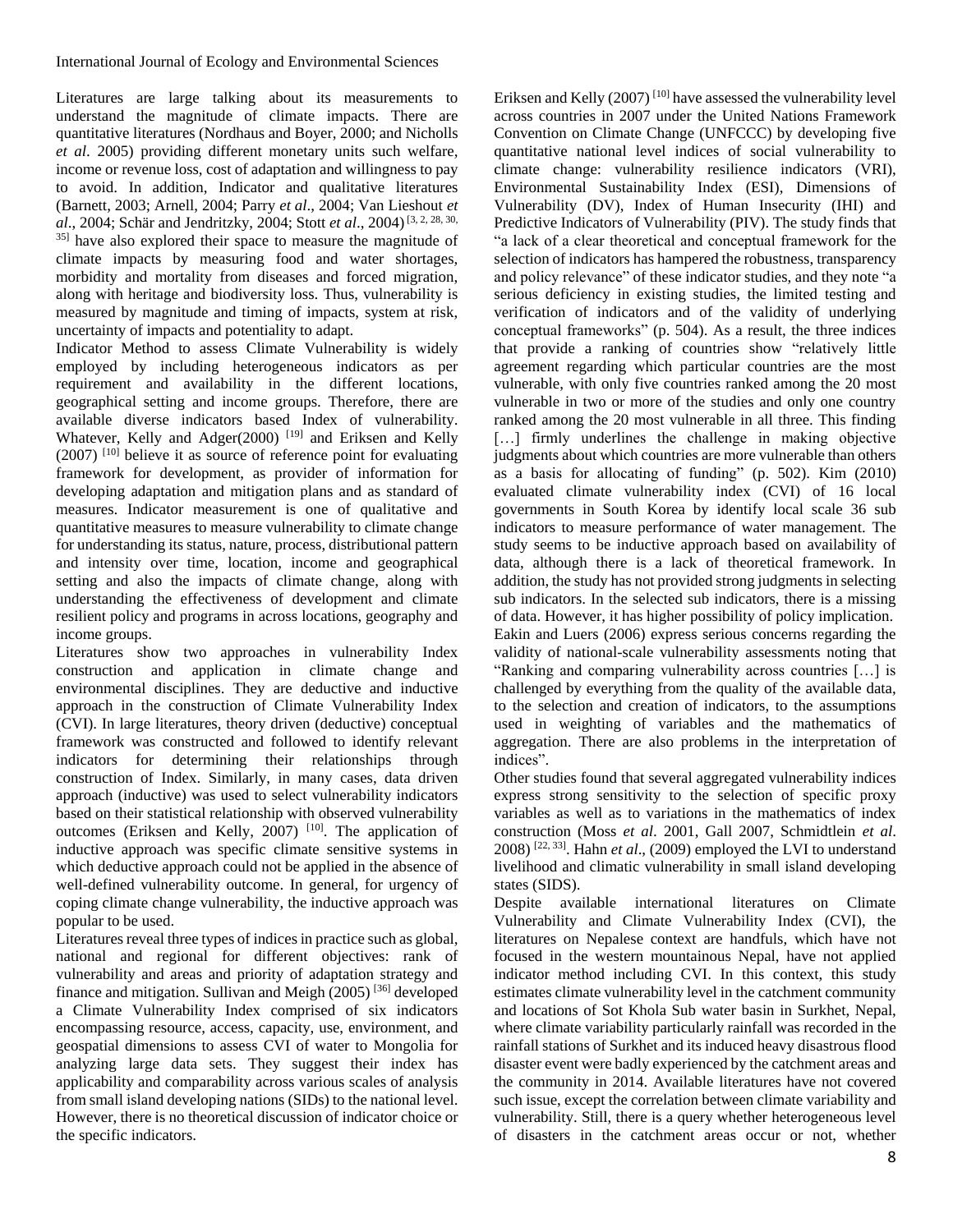Literatures are large talking about its measurements to understand the magnitude of climate impacts. There are quantitative literatures (Nordhaus and Boyer, 2000; and Nicholls *et al*. 2005) providing different monetary units such welfare, income or revenue loss, cost of adaptation and willingness to pay to avoid. In addition, Indicator and qualitative literatures (Barnett, 2003; Arnell, 2004; Parry *et al*., 2004; Van Lieshout *et al*., 2004; Schär and Jendritzky, 2004; Stott *et al*., 2004) [3, 2, 28, 30, 35] have also explored their space to measure the magnitude of climate impacts by measuring food and water shortages, morbidity and mortality from diseases and forced migration, along with heritage and biodiversity loss. Thus, vulnerability is measured by magnitude and timing of impacts, system at risk, uncertainty of impacts and potentiality to adapt.

Indicator Method to assess Climate Vulnerability is widely employed by including heterogeneous indicators as per requirement and availability in the different locations, geographical setting and income groups. Therefore, there are available diverse indicators based Index of vulnerability. Whatever, Kelly and Adger(2000) [19] and Eriksen and Kelly (2007) [10] believe it as source of reference point for evaluating framework for development, as provider of information for developing adaptation and mitigation plans and as standard of measures. Indicator measurement is one of qualitative and quantitative measures to measure vulnerability to climate change for understanding its status, nature, process, distributional pattern and intensity over time, location, income and geographical setting and also the impacts of climate change, along with understanding the effectiveness of development and climate resilient policy and programs in across locations, geography and income groups.

Literatures show two approaches in vulnerability Index construction and application in climate change and environmental disciplines. They are deductive and inductive approach in the construction of Climate Vulnerability Index (CVI). In large literatures, theory driven (deductive) conceptual framework was constructed and followed to identify relevant indicators for determining their relationships through construction of Index. Similarly, in many cases, data driven approach (inductive) was used to select vulnerability indicators based on their statistical relationship with observed vulnerability outcomes (Eriksen and Kelly, 2007) [10]. The application of inductive approach was specific climate sensitive systems in which deductive approach could not be applied in the absence of well-defined vulnerability outcome. In general, for urgency of coping climate change vulnerability, the inductive approach was popular to be used.

Literatures reveal three types of indices in practice such as global, national and regional for different objectives: rank of vulnerability and areas and priority of adaptation strategy and finance and mitigation. Sullivan and Meigh (2005) [36] developed a Climate Vulnerability Index comprised of six indicators encompassing resource, access, capacity, use, environment, and geospatial dimensions to assess CVI of water to Mongolia for analyzing large data sets. They suggest their index has applicability and comparability across various scales of analysis from small island developing nations (SIDs) to the national level. However, there is no theoretical discussion of indicator choice or the specific indicators.

Eriksen and Kelly (2007) [10] have assessed the vulnerability level across countries in 2007 under the United Nations Framework Convention on Climate Change (UNFCCC) by developing five quantitative national level indices of social vulnerability to climate change: vulnerability resilience indicators (VRI), Environmental Sustainability Index (ESI), Dimensions of Vulnerability (DV), Index of Human Insecurity (IHI) and Predictive Indicators of Vulnerability (PIV). The study finds that "a lack of a clear theoretical and conceptual framework for the selection of indicators has hampered the robustness, transparency and policy relevance" of these indicator studies, and they note "a serious deficiency in existing studies, the limited testing and verification of indicators and of the validity of underlying conceptual frameworks" (p. 504). As a result, the three indices that provide a ranking of countries show "relatively little agreement regarding which particular countries are the most vulnerable, with only five countries ranked among the 20 most vulnerable in two or more of the studies and only one country ranked among the 20 most vulnerable in all three. This finding […] firmly underlines the challenge in making objective judgments about which countries are more vulnerable than others as a basis for allocating of funding" (p. 502). Kim (2010) evaluated climate vulnerability index (CVI) of 16 local governments in South Korea by identify local scale 36 sub indicators to measure performance of water management. The study seems to be inductive approach based on availability of data, although there is a lack of theoretical framework. In addition, the study has not provided strong judgments in selecting sub indicators. In the selected sub indicators, there is a missing of data. However, it has higher possibility of policy implication.

Eakin and Luers (2006) express serious concerns regarding the validity of national-scale vulnerability assessments noting that "Ranking and comparing vulnerability across countries […] is challenged by everything from the quality of the available data, to the selection and creation of indicators, to the assumptions used in weighting of variables and the mathematics of aggregation. There are also problems in the interpretation of indices".

Other studies found that several aggregated vulnerability indices express strong sensitivity to the selection of specific proxy variables as well as to variations in the mathematics of index construction (Moss *et al*. 2001, Gall 2007, Schmidtlein *et al*. 2008) [22, 33]. Hahn *et al*., (2009) employed the LVI to understand livelihood and climatic vulnerability in small island developing states (SIDS).

Despite available international literatures on Climate Vulnerability and Climate Vulnerability Index (CVI), the literatures on Nepalese context are handfuls, which have not focused in the western mountainous Nepal, have not applied indicator method including CVI. In this context, this study estimates climate vulnerability level in the catchment community and locations of Sot Khola Sub water basin in Surkhet, Nepal, where climate variability particularly rainfall was recorded in the rainfall stations of Surkhet and its induced heavy disastrous flood disaster event were badly experienced by the catchment areas and the community in 2014. Available literatures have not covered such issue, except the correlation between climate variability and vulnerability. Still, there is a query whether heterogeneous level of disasters in the catchment areas occur or not, whether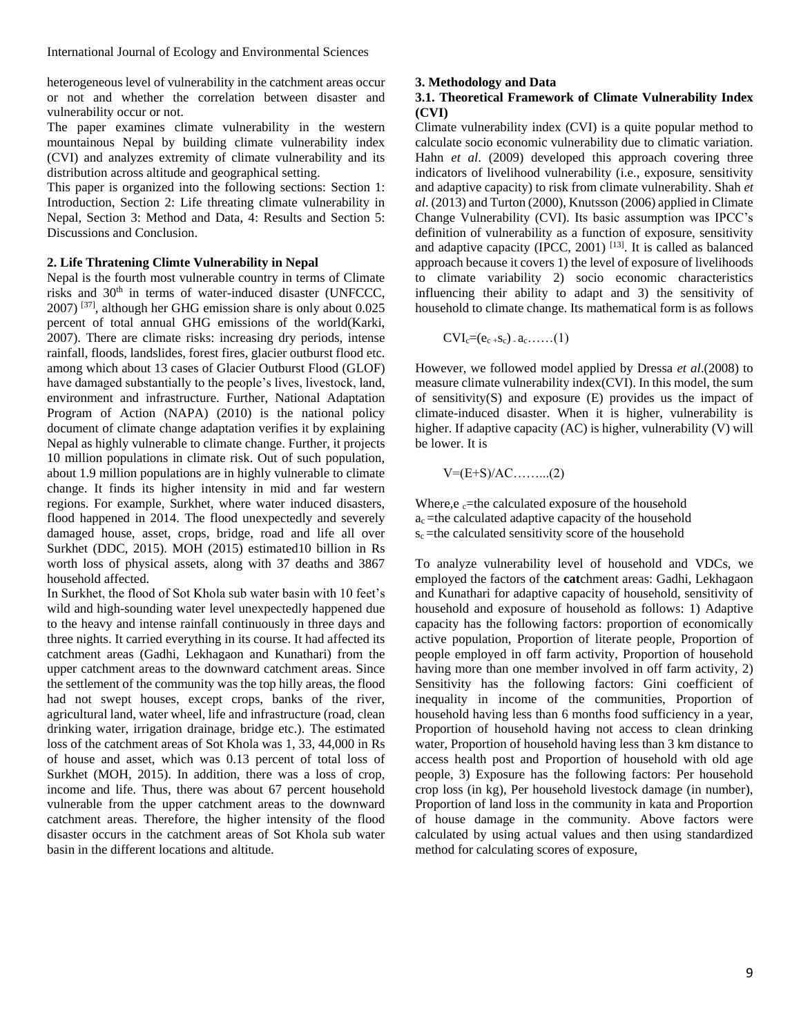heterogeneous level of vulnerability in the catchment areas occur or not and whether the correlation between disaster and vulnerability occur or not.

The paper examines climate vulnerability in the western mountainous Nepal by building climate vulnerability index (CVI) and analyzes extremity of climate vulnerability and its distribution across altitude and geographical setting.

This paper is organized into the following sections: Section 1: Introduction, Section 2: Life threating climate vulnerability in Nepal, Section 3: Method and Data, 4: Results and Section 5: Discussions and Conclusion.

## 2. Life Thratening Climte Vulnerability in Nepal

Nepal is the fourth most vulnerable country in terms of Climate risks and 30th in terms of water-induced disaster (UNFCCC, 2007) [37], although her GHG emission share is only about 0.025 percent of total annual GHG emissions of the world(Karki, 2007). There are climate risks: increasing dry periods, intense rainfall, floods, landslides, forest fires, glacier outburst flood etc. among which about 13 cases of Glacier Outburst Flood (GLOF) have damaged substantially to the people's lives, livestock, land, environment and infrastructure. Further, National Adaptation Program of Action (NAPA) (2010) is the national policy document of climate change adaptation verifies it by explaining Nepal as highly vulnerable to climate change. Further, it projects 10 million populations in climate risk. Out of such population, about 1.9 million populations are in highly vulnerable to climate change. It finds its higher intensity in mid and far western regions. For example, Surkhet, where water induced disasters, flood happened in 2014. The flood unexpectedly and severely damaged house, asset, crops, bridge, road and life all over Surkhet (DDC, 2015). MOH (2015) estimated10 billion in Rs worth loss of physical assets, along with 37 deaths and 3867 household affected.

In Surkhet, the flood of Sot Khola sub water basin with 10 feet's wild and high-sounding water level unexpectedly happened due to the heavy and intense rainfall continuously in three days and three nights. It carried everything in its course. It had affected its catchment areas (Gadhi, Lekhagaon and Kunathari) from the upper catchment areas to the downward catchment areas. Since the settlement of the community was the top hilly areas, the flood had not swept houses, except crops, banks of the river, agricultural land, water wheel, life and infrastructure (road, clean drinking water, irrigation drainage, bridge etc.). The estimated loss of the catchment areas of Sot Khola was 1, 33, 44,000 in Rs of house and asset, which was 0.13 percent of total loss of Surkhet (MOH, 2015). In addition, there was a loss of crop, income and life. Thus, there was about 67 percent household vulnerable from the upper catchment areas to the downward catchment areas. Therefore, the higher intensity of the flood disaster occurs in the catchment areas of Sot Khola sub water basin in the different locations and altitude.

## 3. Methodology and Data

### 3.1. Theoretical Framework of Climate Vulnerability Index (CVI)

Climate vulnerability index (CVI) is a quite popular method to calculate socio economic vulnerability due to climatic variation. Hahn *et al*. (2009) developed this approach covering three indicators of livelihood vulnerability (i.e., exposure, sensitivity and adaptive capacity) to risk from climate vulnerability. Shah *et al*. (2013) and Turton (2000), Knutsson (2006) applied in Climate Change Vulnerability (CVI). Its basic assumption was IPCC's definition of vulnerability as a function of exposure, sensitivity and adaptive capacity (IPCC, 2001) [13]. It is called as balanced approach because it covers 1) the level of exposure of livelihoods to climate variability 2) socio economic characteristics influencing their ability to adapt and 3) the sensitivity of household to climate change. Its mathematical form is as follows

$$CVI_c=(e_c+s_c)-a_c\ldots\ldots(1)$$

However, we followed model applied by Dressa *et al*.(2008) to measure climate vulnerability index(CVI). In this model, the sum of sensitivity(S) and exposure (E) provides us the impact of climate-induced disaster. When it is higher, vulnerability is higher. If adaptive capacity (AC) is higher, vulnerability (V) will be lower. It is

$$V=(E+S)/AC\ldots\ldots..(2)$$

Where, $e_c$=the calculated exposure of the household
$a_c$ =the calculated adaptive capacity of the household
$s_c$ =the calculated sensitivity score of the household

To analyze vulnerability level of household and VDCs, we employed the factors of the **cat**chment areas: Gadhi, Lekhagaon and Kunathari for adaptive capacity of household, sensitivity of household and exposure of household as follows: 1) Adaptive capacity has the following factors: proportion of economically active population, Proportion of literate people, Proportion of people employed in off farm activity, Proportion of household having more than one member involved in off farm activity, 2) Sensitivity has the following factors: Gini coefficient of inequality in income of the communities, Proportion of household having less than 6 months food sufficiency in a year, Proportion of household having not access to clean drinking water, Proportion of household having less than 3 km distance to access health post and Proportion of household with old age people, 3) Exposure has the following factors: Per household crop loss (in kg), Per household livestock damage (in number), Proportion of land loss in the community in kata and Proportion of house damage in the community. Above factors were calculated by using actual values and then using standardized method for calculating scores of exposure,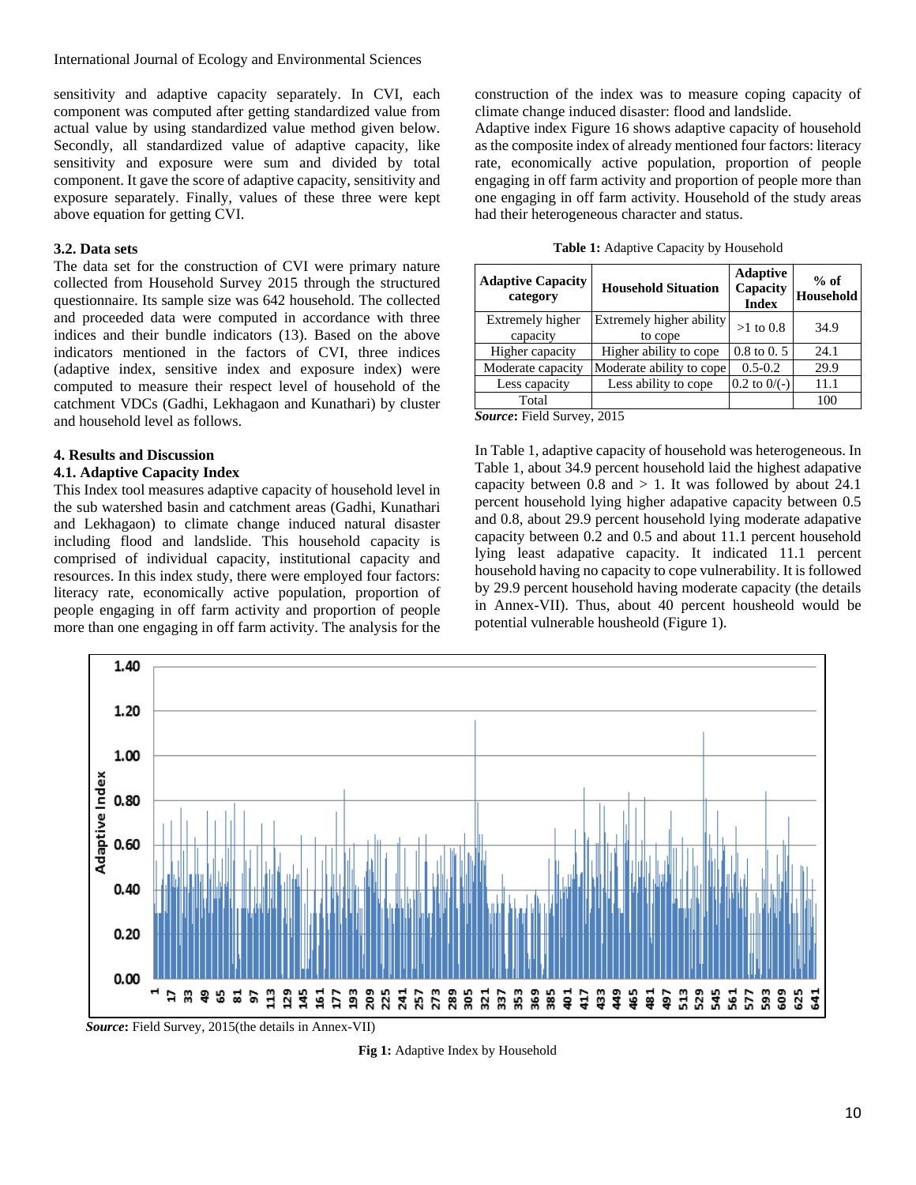sensitivity and adaptive capacity separately. In CVI, each component was computed after getting standardized value from actual value by using standardized value method given below. Secondly, all standardized value of adaptive capacity, like sensitivity and exposure were sum and divided by total component. It gave the score of adaptive capacity, sensitivity and exposure separately. Finally, values of these three were kept above equation for getting CVI.

### 3.2. Data sets

The data set for the construction of CVI were primary nature collected from Household Survey 2015 through the structured questionnaire. Its sample size was 642 household. The collected and proceeded data were computed in accordance with three indices and their bundle indicators (13). Based on the above indicators mentioned in the factors of CVI, three indices (adaptive index, sensitive index and exposure index) were computed to measure their respect level of household of the catchment VDCs (Gadhi, Lekhagaon and Kunathari) by cluster and household level as follows.

## 4. Results and Discussion

### 4.1. Adaptive Capacity Index

This Index tool measures adaptive capacity of household level in the sub watershed basin and catchment areas (Gadhi, Kunathari and Lekhagaon) to climate change induced natural disaster including flood and landslide. This household capacity is comprised of individual capacity, institutional capacity and resources. In this index study, there were employed four factors: literacy rate, economically active population, proportion of people engaging in off farm activity and proportion of people more than one engaging in off farm activity. The analysis for the construction of the index was to measure coping capacity of climate change induced disaster: flood and landslide.

Adaptive index Figure 16 shows adaptive capacity of household as the composite index of already mentioned four factors: literacy rate, economically active population, proportion of people engaging in off farm activity and proportion of people more than one engaging in off farm activity. Household of the study areas had their heterogeneous character and status.

**Table 1:** Adaptive Capacity by Household

| Adaptive Capacity category | Household Situation | Adaptive Capacity Index | % of Household |
|---|---|---|---|
| Extremely higher capacity | Extremely higher ability to cope | >1 to 0.8 | 34.9 |
| Higher capacity | Higher ability to cope | 0.8 to 0. 5 | 24.1 |
| Moderate capacity | Moderate ability to cope | 0.5-0.2 | 29.9 |
| Less capacity | Less ability to cope | 0.2 to 0/(-) | 11.1 |
| Total | | | 100 |

***Source*:** Field Survey, 2015

In Table 1, adaptive capacity of household was heterogeneous. In Table 1, about 34.9 percent household laid the highest adaptive capacity between 0.8 and > 1. It was followed by about 24.1 percent household lying higher adapative capacity between 0.5 and 0.8, about 29.9 percent household lying moderate adapative capacity between 0.2 and 0.5 and about 11.1 percent household lying least adapative capacity. It indicated 11.1 percent household having no capacity to cope vulnerability. It is followed by 29.9 percent household having moderate capacity (the details in Annex-VII). Thus, about 40 percent housheold would be potential vulnerable housheold (Figure 1).

***Source*:** Field Survey, 2015(the details in Annex-VII)

**Fig 1:** Adaptive Index by Household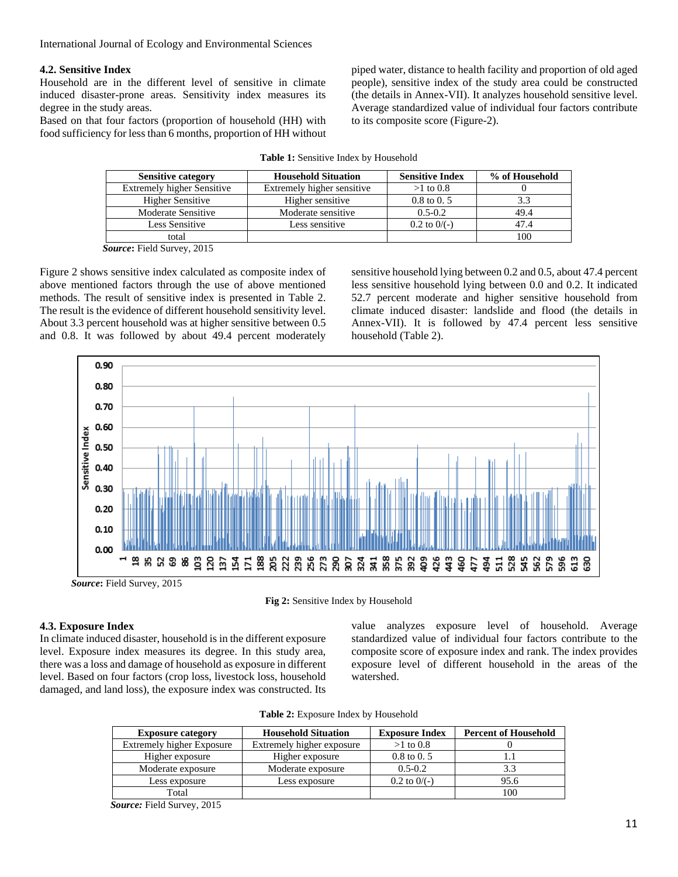### 4.2. Sensitive Index

Household are in the different level of sensitive in climate induced disaster-prone areas. Sensitivity index measures its degree in the study areas.

Based on that four factors (proportion of household (HH) with food sufficiency for less than 6 months, proportion of HH without piped water, distance to health facility and proportion of old aged people), sensitive index of the study area could be constructed (the details in Annex-VII). It analyzes household sensitive level. Average standardized value of individual four factors contribute to its composite score (Figure-2).

**Table 1:** Sensitive Index by Household

| Sensitive category | Household Situation | Sensitive Index | % of Household |
|---|---|---|---|
| Extremely higher Sensitive | Extremely higher sensitive | >1 to 0.8 | 0 |
| Higher Sensitive | Higher sensitive | 0.8 to 0. 5 | 3.3 |
| Moderate Sensitive | Moderate sensitive | 0.5-0.2 | 49.4 |
| Less Sensitive | Less sensitive | 0.2 to 0/(-) | 47.4 |
| total | | | 100 |

***Source*:** Field Survey, 2015

Figure 2 shows sensitive index calculated as composite index of above mentioned factors through the use of above mentioned methods. The result of sensitive index is presented in Table 2. The result is the evidence of different household sensitivity level. About 3.3 percent household was at higher sensitive between 0.5 and 0.8. It was followed by about 49.4 percent moderately sensitive household lying between 0.2 and 0.5, about 47.4 percent less sensitive household lying between 0.0 and 0.2. It indicated 52.7 percent moderate and higher sensitive household from climate induced disaster: landslide and flood (the details in Annex-VII). It is followed by 47.4 percent less sensitive household (Table 2).

***Source*:** Field Survey, 2015

**Fig 2:** Sensitive Index by Household

### 4.3. Exposure Index

In climate induced disaster, household is in the different exposure level. Exposure index measures its degree. In this study area, there was a loss and damage of household as exposure in different level. Based on four factors (crop loss, livestock loss, household damaged, and land loss), the exposure index was constructed. Its value analyzes exposure level of household. Average standardized value of individual four factors contribute to the composite score of exposure index and rank. The index provides exposure level of different household in the areas of the watershed.

**Table 2:** Exposure Index by Household

| Exposure category | Household Situation | Exposure Index | Percent of Household |
|---|---|---|---|
| Extremely higher Exposure | Extremely higher exposure | >1 to 0.8 | 0 |
| Higher exposure | Higher exposure | 0.8 to 0. 5 | 1.1 |
| Moderate exposure | Moderate exposure | 0.5-0.2 | 3.3 |
| Less exposure | Less exposure | 0.2 to 0/(-) | 95.6 |
| Total | | | 100 |

***Source:*** Field Survey, 2015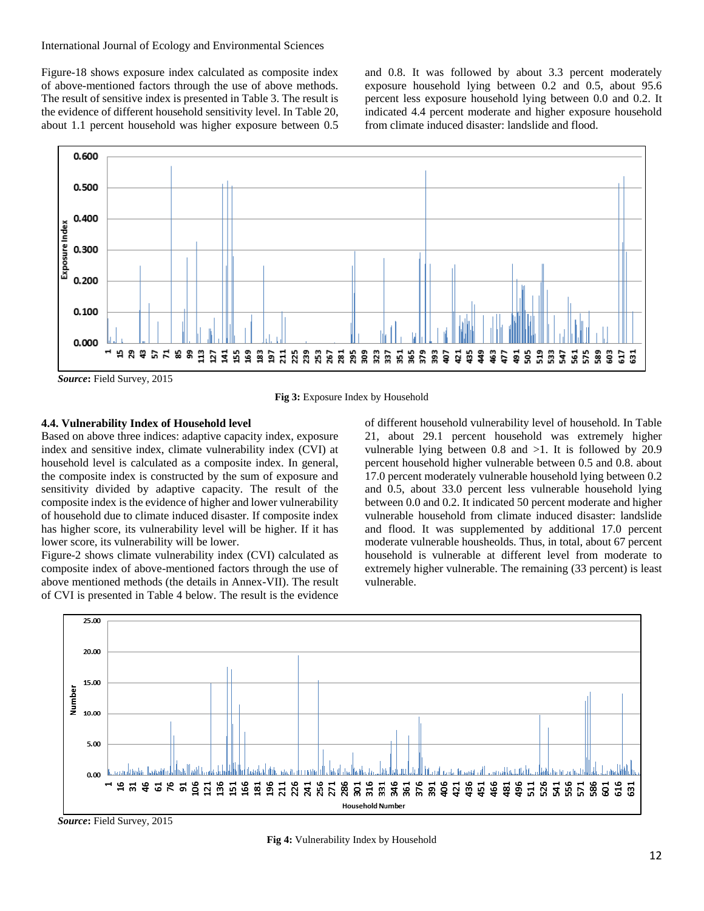Figure-18 shows exposure index calculated as composite index of above-mentioned factors through the use of above methods. The result of sensitive index is presented in Table 3. The result is the evidence of different household sensitivity level. In Table 20, about 1.1 percent household was higher exposure between 0.5 and 0.8. It was followed by about 3.3 percent moderately exposure household lying between 0.2 and 0.5, about 95.6 percent less exposure household lying between 0.0 and 0.2. It indicated 4.4 percent moderate and higher exposure household from climate induced disaster: landslide and flood.

***Source*:** Field Survey, 2015

**Fig 3:** Exposure Index by Household

### 4.4. Vulnerability Index of Household level

Based on above three indices: adaptive capacity index, exposure index and sensitive index, climate vulnerability index (CVI) at household level is calculated as a composite index. In general, the composite index is constructed by the sum of exposure and sensitivity divided by adaptive capacity. The result of the composite index is the evidence of higher and lower vulnerability of household due to climate induced disaster. If composite index has higher score, its vulnerability level will be higher. If it has lower score, its vulnerability will be lower.

Figure-2 shows climate vulnerability index (CVI) calculated as composite index of above-mentioned factors through the use of above mentioned methods (the details in Annex-VII). The result of CVI is presented in Table 4 below. The result is the evidence of different household vulnerability level of household. In Table 21, about 29.1 percent household was extremely higher vulnerable lying between 0.8 and >1. It is followed by 20.9 percent household higher vulnerable between 0.5 and 0.8. about 17.0 percent moderately vulnerable household lying between 0.2 and 0.5, about 33.0 percent less vulnerable household lying between 0.0 and 0.2. It indicated 50 percent moderate and higher vulnerable household from climate induced disaster: landslide and flood. It was supplemented by additional 17.0 percent moderate vulnerable housheolds. Thus, in total, about 67 percent household is vulnerable at different level from moderate to extremely higher vulnerable. The remaining (33 percent) is least vulnerable.

***Source*:** Field Survey, 2015

**Fig 4:** Vulnerability Index by Household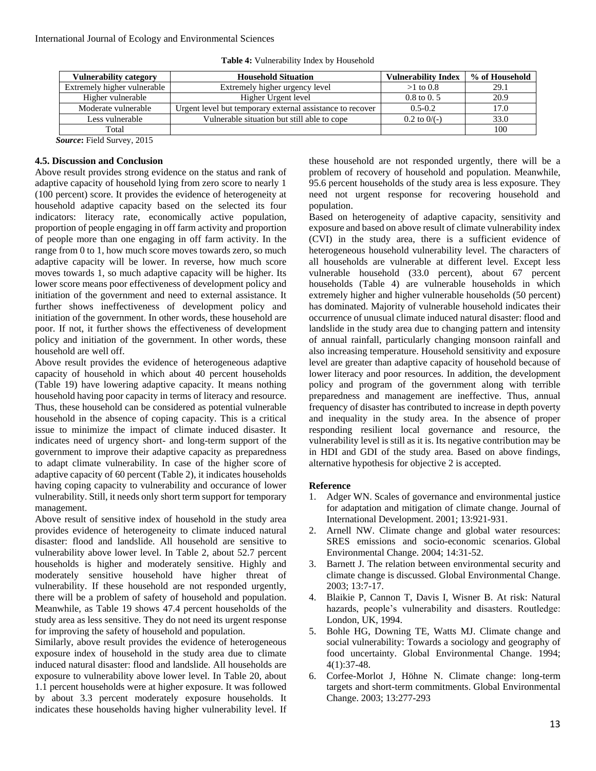**Table 4:** Vulnerability Index by Household

| Vulnerability category | Household Situation | Vulnerability Index | % of Household |
|---|---|---|---|
| Extremely higher vulnerable | Extremely higher urgency level | >1 to 0.8 | 29.1 |
| Higher vulnerable | Higher Urgent level | 0.8 to 0. 5 | 20.9 |
| Moderate vulnerable | Urgent level but temporary external assistance to recover | 0.5-0.2 | 17.0 |
| Less vulnerable | Vulnerable situation but still able to cope | 0.2 to 0/(-) | 33.0 |
| Total | | | 100 |

***Source*:** Field Survey, 2015

### 4.5. Discussion and Conclusion

Above result provides strong evidence on the status and rank of adaptive capacity of household lying from zero score to nearly 1 (100 percent) score. It provides the evidence of heterogeneity at household adaptive capacity based on the selected its four indicators: literacy rate, economically active population, proportion of people engaging in off farm activity and proportion of people more than one engaging in off farm activity. In the range from 0 to 1, how much score moves towards zero, so much adaptive capacity will be lower. In reverse, how much score moves towards 1, so much adaptive capacity will be higher. Its lower score means poor effectiveness of development policy and initiation of the government and need to external assistance. It further shows ineffectiveness of development policy and initiation of the government. In other words, these household are poor. If not, it further shows the effectiveness of development policy and initiation of the government. In other words, these household are well off.

Above result provides the evidence of heterogeneous adaptive capacity of household in which about 40 percent households (Table 19) have lowering adaptive capacity. It means nothing household having poor capacity in terms of literacy and resource. Thus, these household can be considered as potential vulnerable household in the absence of coping capacity. This is a critical issue to minimize the impact of climate induced disaster. It indicates need of urgency short- and long-term support of the government to improve their adaptive capacity as preparedness to adapt climate vulnerability. In case of the higher score of adaptive capacity of 60 percent (Table 2), it indicates households having coping capacity to vulnerability and occurance of lower vulnerability. Still, it needs only short term support for temporary management.

Above result of sensitive index of household in the study area provides evidence of heterogeneity to climate induced natural disaster: flood and landslide. All household are sensitive to vulnerability above lower level. In Table 2, about 52.7 percent households is higher and moderately sensitive. Highly and moderately sensitive household have higher threat of vulnerability. If these household are not responded urgently, there will be a problem of safety of household and population. Meanwhile, as Table 19 shows 47.4 percent households of the study area as less sensitive. They do not need its urgent response for improving the safety of household and population.

Similarly, above result provides the evidence of heterogeneous exposure index of household in the study area due to climate induced natural disaster: flood and landslide. All households are exposure to vulnerability above lower level. In Table 20, about 1.1 percent households were at higher exposure. It was followed by about 3.3 percent moderately exposure households. It indicates these households having higher vulnerability level. If these household are not responded urgently, there will be a problem of recovery of household and population. Meanwhile, 95.6 percent households of the study area is less exposure. They need not urgent response for recovering household and population.

Based on heterogeneity of adaptive capacity, sensitivity and exposure and based on above result of climate vulnerability index (CVI) in the study area, there is a sufficient evidence of heterogeneous household vulnerability level. The characters of all households are vulnerable at different level. Except less vulnerable household (33.0 percent), about 67 percent households (Table 4) are vulnerable households in which extremely higher and higher vulnerable households (50 percent) has dominated. Majority of vulnerable household indicates their occurrence of unusual climate induced natural disaster: flood and landslide in the study area due to changing pattern and intensity of annual rainfall, particularly changing monsoon rainfall and also increasing temperature. Household sensitivity and exposure level are greater than adaptive capacity of household because of lower literacy and poor resources. In addition, the development policy and program of the government along with terrible preparedness and management are ineffective. Thus, annual frequency of disaster has contributed to increase in depth poverty and inequality in the study area. In the absence of proper responding resilient local governance and resource, the vulnerability level is still as it is. Its negative contribution may be in HDI and GDI of the study area. Based on above findings, alternative hypothesis for objective 2 is accepted.

### Reference

1. Adger WN. Scales of governance and environmental justice for adaptation and mitigation of climate change. Journal of International Development. 2001; 13:921-931.
2. Arnell NW. Climate change and global water resources: SRES emissions and socio-economic scenarios. Global Environmental Change. 2004; 14:31-52.
3. Barnett J. The relation between environmental security and climate change is discussed. Global Environmental Change. 2003; 13:7-17.
4. Blaikie P, Cannon T, Davis I, Wisner B. At risk: Natural hazards, people's vulnerability and disasters. Routledge: London, UK, 1994.
5. Bohle HG, Downing TE, Watts MJ. Climate change and social vulnerability: Towards a sociology and geography of food uncertainty. Global Environmental Change. 1994; 4(1):37-48.
6. Corfee-Morlot J, Höhne N. Climate change: long-term targets and short-term commitments. Global Environmental Change. 2003; 13:277-293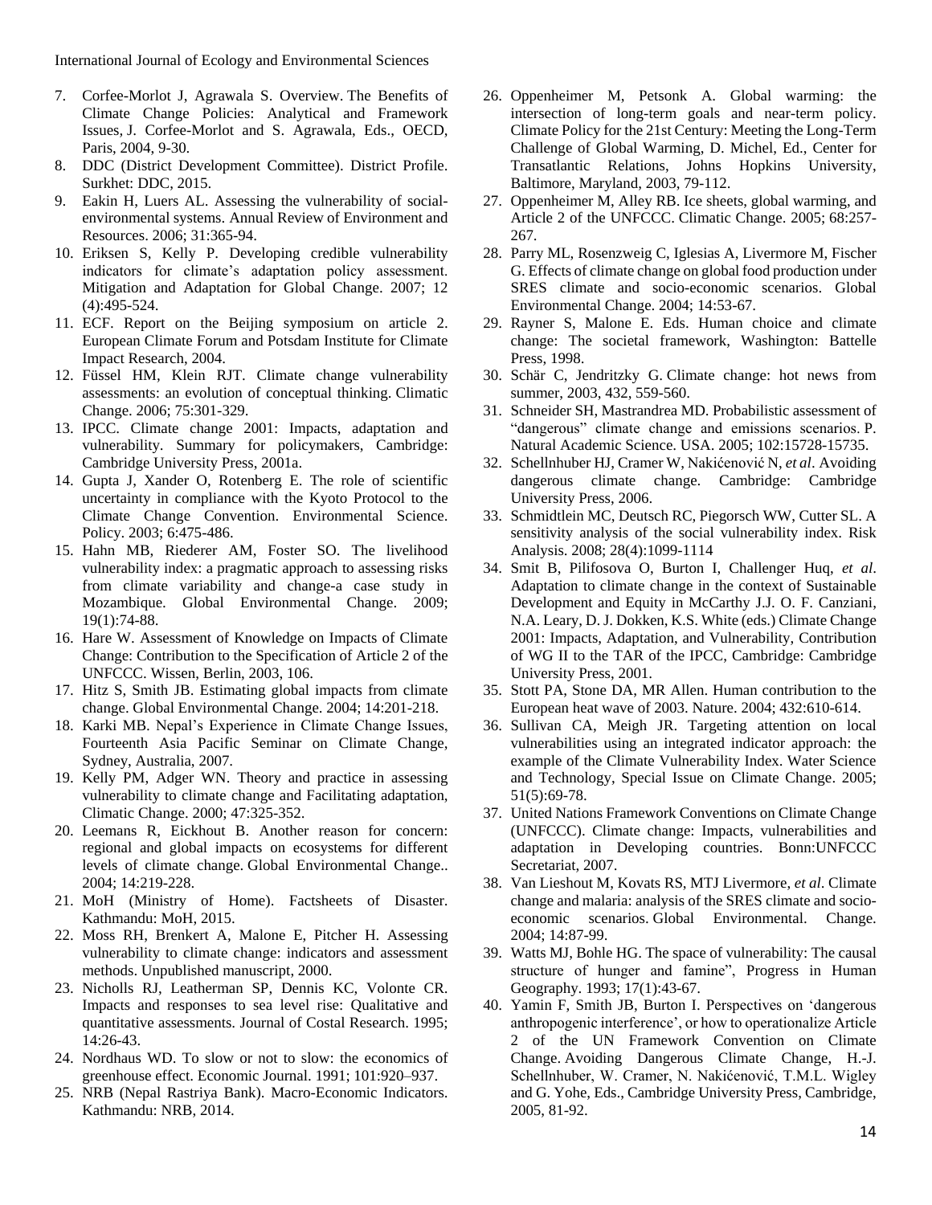7. Corfee-Morlot J, Agrawala S. Overview. The Benefits of Climate Change Policies: Analytical and Framework Issues, J. Corfee-Morlot and S. Agrawala, Eds., OECD, Paris, 2004, 9-30.
8. DDC (District Development Committee). District Profile. Surkhet: DDC, 2015.
9. Eakin H, Luers AL. Assessing the vulnerability of social-environmental systems. Annual Review of Environment and Resources. 2006; 31:365-94.
10. Eriksen S, Kelly P. Developing credible vulnerability indicators for climate's adaptation policy assessment. Mitigation and Adaptation for Global Change. 2007; 12 (4):495-524.
11. ECF. Report on the Beijing symposium on article 2. European Climate Forum and Potsdam Institute for Climate Impact Research, 2004.
12. Füssel HM, Klein RJT. Climate change vulnerability assessments: an evolution of conceptual thinking. Climatic Change. 2006; 75:301-329.
13. IPCC. Climate change 2001: Impacts, adaptation and vulnerability. Summary for policymakers, Cambridge: Cambridge University Press, 2001a.
14. Gupta J, Xander O, Rotenberg E. The role of scientific uncertainty in compliance with the Kyoto Protocol to the Climate Change Convention. Environmental Science. Policy. 2003; 6:475-486.
15. Hahn MB, Riederer AM, Foster SO. The livelihood vulnerability index: a pragmatic approach to assessing risks from climate variability and change-a case study in Mozambique. Global Environmental Change. 2009; 19(1):74-88.
16. Hare W. Assessment of Knowledge on Impacts of Climate Change: Contribution to the Specification of Article 2 of the UNFCCC. Wissen, Berlin, 2003, 106.
17. Hitz S, Smith JB. Estimating global impacts from climate change. Global Environmental Change. 2004; 14:201-218.
18. Karki MB. Nepal's Experience in Climate Change Issues, Fourteenth Asia Pacific Seminar on Climate Change, Sydney, Australia, 2007.
19. Kelly PM, Adger WN. Theory and practice in assessing vulnerability to climate change and Facilitating adaptation, Climatic Change. 2000; 47:325-352.
20. Leemans R, Eickhout B. Another reason for concern: regional and global impacts on ecosystems for different levels of climate change. Global Environmental Change.. 2004; 14:219-228.
21. MoH (Ministry of Home). Factsheets of Disaster. Kathmandu: MoH, 2015.
22. Moss RH, Brenkert A, Malone E, Pitcher H. Assessing vulnerability to climate change: indicators and assessment methods. Unpublished manuscript, 2000.
23. Nicholls RJ, Leatherman SP, Dennis KC, Volonte CR. Impacts and responses to sea level rise: Qualitative and quantitative assessments. Journal of Costal Research. 1995; 14:26-43.
24. Nordhaus WD. To slow or not to slow: the economics of greenhouse effect. Economic Journal. 1991; 101:920–937.
25. NRB (Nepal Rastriya Bank). Macro-Economic Indicators. Kathmandu: NRB, 2014.
26. Oppenheimer M, Petsonk A. Global warming: the intersection of long-term goals and near-term policy. Climate Policy for the 21st Century: Meeting the Long-Term Challenge of Global Warming, D. Michel, Ed., Center for Transatlantic Relations, Johns Hopkins University, Baltimore, Maryland, 2003, 79-112.
27. Oppenheimer M, Alley RB. Ice sheets, global warming, and Article 2 of the UNFCCC. Climatic Change. 2005; 68:257-267.
28. Parry ML, Rosenzweig C, Iglesias A, Livermore M, Fischer G. Effects of climate change on global food production under SRES climate and socio-economic scenarios. Global Environmental Change. 2004; 14:53-67.
29. Rayner S, Malone E. Eds. Human choice and climate change: The societal framework, Washington: Battelle Press, 1998.
30. Schär C, Jendritzky G. Climate change: hot news from summer, 2003, 432, 559-560.
31. Schneider SH, Mastrandrea MD. Probabilistic assessment of "dangerous" climate change and emissions scenarios. P. Natural Academic Science. USA. 2005; 102:15728-15735.
32. Schellnhuber HJ, Cramer W, Nakićenović N, *et al*. Avoiding dangerous climate change. Cambridge: Cambridge University Press, 2006.
33. Schmidtlein MC, Deutsch RC, Piegorsch WW, Cutter SL. A sensitivity analysis of the social vulnerability index. Risk Analysis. 2008; 28(4):1099-1114
34. Smit B, Pilifosova O, Burton I, Challenger Huq, *et al*. Adaptation to climate change in the context of Sustainable Development and Equity in McCarthy J.J. O. F. Canziani, N.A. Leary, D. J. Dokken, K.S. White (eds.) Climate Change 2001: Impacts, Adaptation, and Vulnerability, Contribution of WG II to the TAR of the IPCC, Cambridge: Cambridge University Press, 2001.
35. Stott PA, Stone DA, MR Allen. Human contribution to the European heat wave of 2003. Nature. 2004; 432:610-614.
36. Sullivan CA, Meigh JR. Targeting attention on local vulnerabilities using an integrated indicator approach: the example of the Climate Vulnerability Index. Water Science and Technology, Special Issue on Climate Change. 2005; 51(5):69-78.
37. United Nations Framework Conventions on Climate Change (UNFCCC). Climate change: Impacts, vulnerabilities and adaptation in Developing countries. Bonn:UNFCCC Secretariat, 2007.
38. Van Lieshout M, Kovats RS, MTJ Livermore, *et al*. Climate change and malaria: analysis of the SRES climate and socio-economic scenarios. Global Environmental. Change. 2004; 14:87-99.
39. Watts MJ, Bohle HG. The space of vulnerability: The causal structure of hunger and famine", Progress in Human Geography. 1993; 17(1):43-67.
40. Yamin F, Smith JB, Burton I. Perspectives on 'dangerous anthropogenic interference', or how to operationalize Article 2 of the UN Framework Convention on Climate Change. Avoiding Dangerous Climate Change, H.-J. Schellnhuber, W. Cramer, N. Nakićenović, T.M.L. Wigley and G. Yohe, Eds., Cambridge University Press, Cambridge, 2005, 81-92.